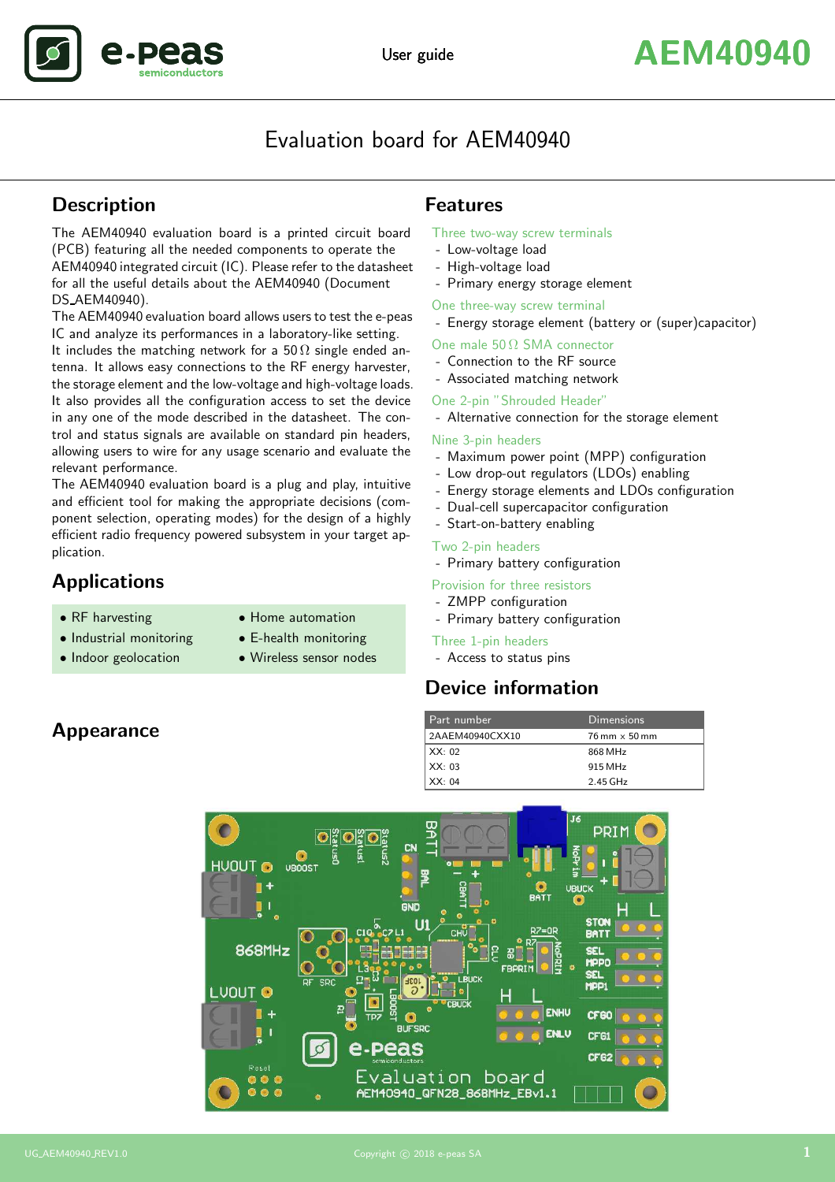# Evaluation board for AEM40940

## Description

The AEM40940 evaluation board is a printed circuit board (PCB) featuring all the needed components to operate the AEM40940 integrated circuit (IC). Please refer to the datasheet for all the useful details about the AEM40940 (Document DS_AEM40940).

The AEM40940 evaluation board allows users to test the e-peas IC and analyze its performances in a laboratory-like setting. It includes the matching network for a 50 Ω single ended antenna. It allows easy connections to the RF energy harvester, the storage element and the low-voltage and high-voltage loads. It also provides all the configuration access to set the device in any one of the mode described in the datasheet. The control and status signals are available on standard pin headers, allowing users to wire for any usage scenario and evaluate the relevant performance.

The AEM40940 evaluation board is a plug and play, intuitive and efficient tool for making the appropriate decisions (component selection, operating modes) for the design of a highly efficient radio frequency powered subsystem in your target application.

## Applications

- RF harvesting
- Industrial monitoring
- Indoor geolocation
- Home automation
- E-health monitoring
- Wireless sensor nodes

## Features

Three two-way screw terminals
- Low-voltage load
- High-voltage load
- Primary energy storage element

One three-way screw terminal
- Energy storage element (battery or (super)capacitor)

One male 50 Ω SMA connector
- Connection to the RF source
- Associated matching network

One 2-pin "Shrouded Header"
- Alternative connection for the storage element

Nine 3-pin headers
- Maximum power point (MPP) configuration
- Low drop-out regulators (LDOs) enabling
- Energy storage elements and LDOs configuration
- Dual-cell supercapacitor configuration
- Start-on-battery enabling

Two 2-pin headers
- Primary battery configuration

Provision for three resistors
- ZMPP configuration
- Primary battery configuration

Three 1-pin headers
- Access to status pins

## Device information

| Part number | Dimensions |
|---|---|
| 2AAEM40940CXX10 | 76 mm x 50 mm |
| XX: 02 | 868 MHz |
| XX: 03 | 915 MHz |
| XX: 04 | 2.45 GHz |

## Appearance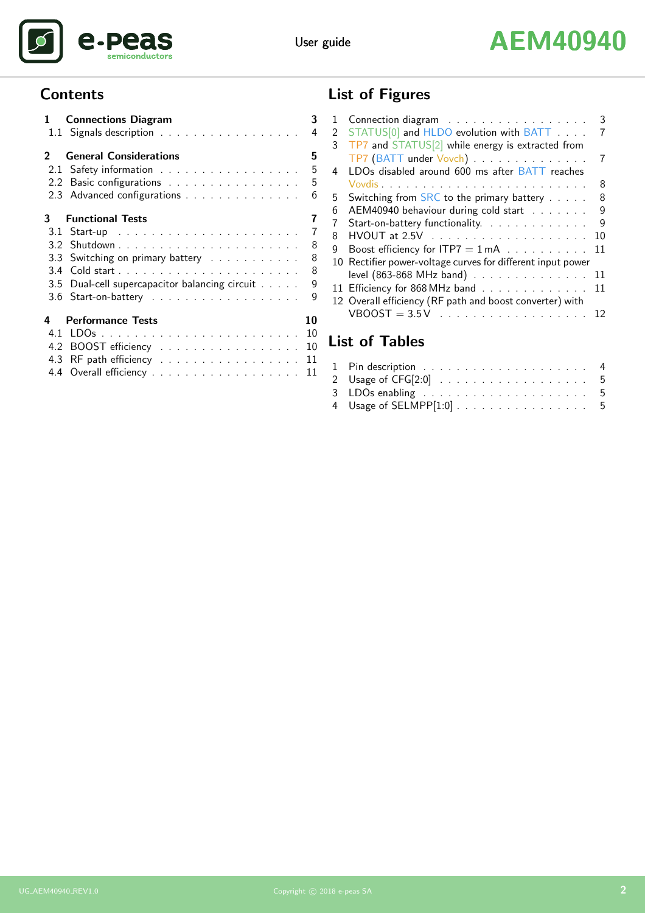## Contents

| | | |
|---|---|---|
| **1** | **Connections Diagram** | **3** |
| 1.1 | Signals description | 4 |
| **2** | **General Considerations** | **5** |
| 2.1 | Safety information | 5 |
| 2.2 | Basic configurations | 5 |
| 2.3 | Advanced configurations | 6 |
| **3** | **Functional Tests** | **7** |
| 3.1 | Start-up | 7 |
| 3.2 | Shutdown | 8 |
| 3.3 | Switching on primary battery | 8 |
| 3.4 | Cold start | 8 |
| 3.5 | Dual-cell supercapacitor balancing circuit | 9 |
| 3.6 | Start-on-battery | 9 |
| **4** | **Performance Tests** | **10** |
| 4.1 | LDOs | 10 |
| 4.2 | BOOST efficiency | 10 |
| 4.3 | RF path efficiency | 11 |
| 4.4 | Overall efficiency | 11 |

## List of Figures

| | | |
|---|---|---|
| 1 | Connection diagram | 3 |
| 2 | STATUS[0] and HLDO evolution with BATT | 7 |
| 3 | TP7 and STATUS[2] while energy is extracted from TP7 (BATT under Vovch) | 7 |
| 4 | LDOs disabled around 600 ms after BATT reaches Vovdis | 8 |
| 5 | Switching from SRC to the primary battery | 8 |
| 6 | AEM40940 behaviour during cold start | 9 |
| 7 | Start-on-battery functionality. | 9 |
| 8 | HVOUT at 2.5V | 10 |
| 9 | Boost efficiency for ITP7 = 1 mA | 11 |
| 10 | Rectifier power-voltage curves for different input power level (863-868 MHz band) | 11 |
| 11 | Efficiency for 868 MHz band | 11 |
| 12 | Overall efficiency (RF path and boost converter) with VBOOST = 3.5 V | 12 |

## List of Tables

| | | |
|---|---|---|
| 1 | Pin description | 4 |
| 2 | Usage of CFG[2:0] | 5 |
| 3 | LDOs enabling | 5 |
| 4 | Usage of SELMPP[1:0] | 5 |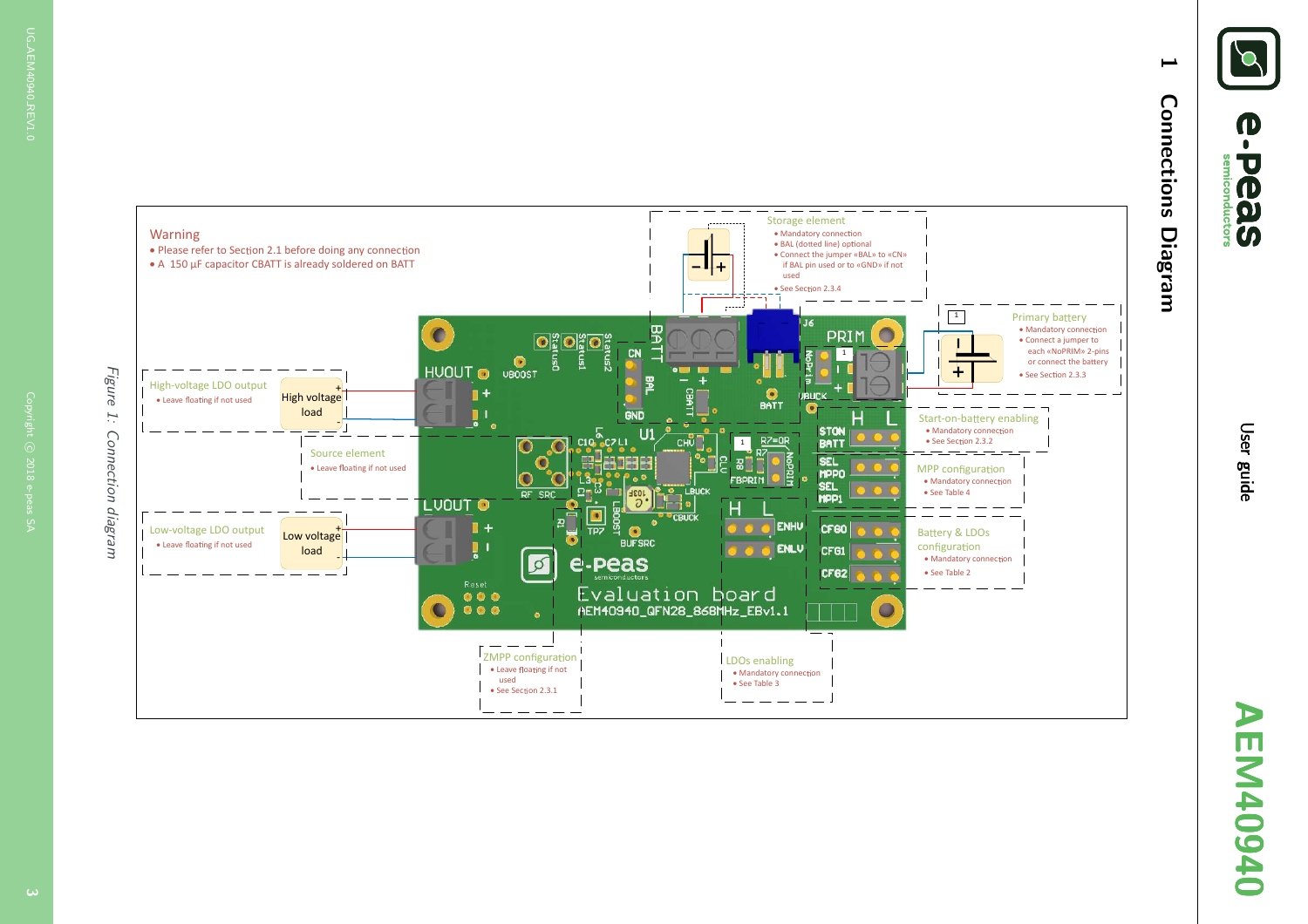# 1 Connections Diagram

**Warning**
- Please refer to Section 2.1 before doing any connection
- A 150 µF capacitor CBATT is already soldered on BATT

**Storage element**
- Mandatory connection
- BAL (dotted line) optional
- Connect the jumper «BAL» to «CN» if BAL pin used or to «GND» if not used
- See Section 2.3.4

**Primary battery**
- Mandatory connection
- Connect a jumper to each «NoPRIM» 2-pins or connect the battery
- See Section 2.3.3

**High-voltage LDO output**
- Leave floating if not used

**Source element**
- Leave floating if not used

**Low-voltage LDO output**
- Leave floating if not used

**Start-on-battery enabling**
- Mandatory connection
- See Section 2.3.2

**MPP configuration**
- Mandatory connection
- See Table 4

**Battery & LDOs configuration**
- Mandatory connection
- See Table 2

**ZMPP configuration**
- Leave floating if not used
- See Section 2.3.1

**LDOs enabling**
- Mandatory connection
- See Table 3

*Figure 1: Connection diagram*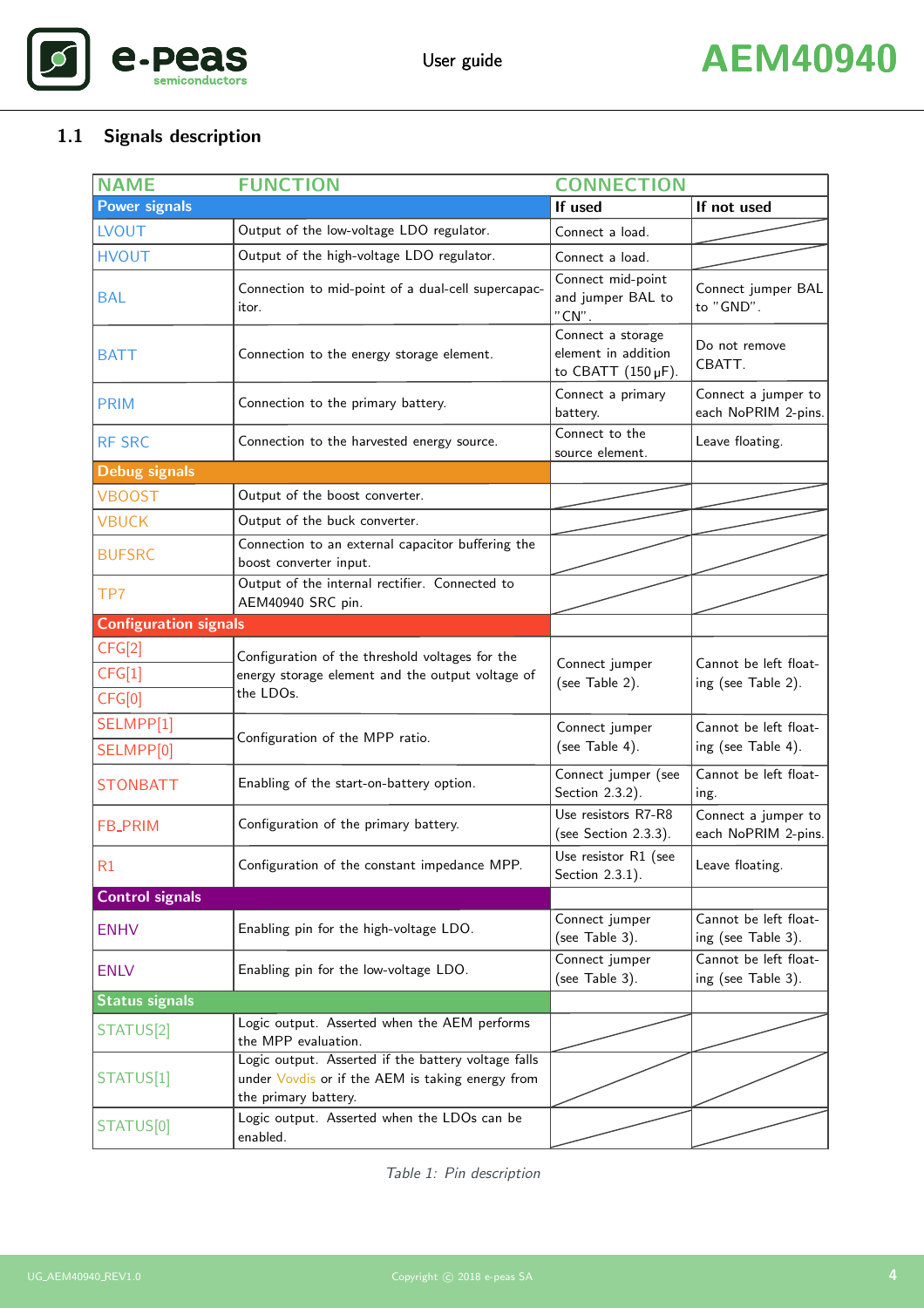## 1.1 Signals description

| NAME | FUNCTION | CONNECTION | |
|---|---|---|---|
| **Power signals** | | **If used** | **If not used** |
| LVOUT | Output of the low-voltage LDO regulator. | Connect a load. | |
| HVOUT | Output of the high-voltage LDO regulator. | Connect a load. | |
| BAL | Connection to mid-point of a dual-cell supercapacitor. | Connect mid-point and jumper BAL to "CN". | Connect jumper BAL to "GND". |
| BATT | Connection to the energy storage element. | Connect a storage element in addition to CBATT (150 µF). | Do not remove CBATT. |
| PRIM | Connection to the primary battery. | Connect a primary battery. | Connect a jumper to each NoPRIM 2-pins. |
| RF SRC | Connection to the harvested energy source. | Connect to the source element. | Leave floating. |
| **Debug signals** | | | |
| VBOOST | Output of the boost converter. | | |
| VBUCK | Output of the buck converter. | | |
| BUFSRC | Connection to an external capacitor buffering the boost converter input. | | |
| TP7 | Output of the internal rectifier. Connected to AEM40940 SRC pin. | | |
| **Configuration signals** | | | |
| CFG[2] | Configuration of the threshold voltages for the energy storage element and the output voltage of the LDOs. | Connect jumper (see Table 2). | Cannot be left floating (see Table 2). |
| CFG[1] | | | |
| CFG[0] | | | |
| SELMPP[1] | Configuration of the MPP ratio. | Connect jumper (see Table 4). | Cannot be left floating (see Table 4). |
| SELMPP[0] | | | |
| STONBATT | Enabling of the start-on-battery option. | Connect jumper (see Section 2.3.2). | Cannot be left floating. |
| FB_PRIM | Configuration of the primary battery. | Use resistors R7-R8 (see Section 2.3.3). | Connect a jumper to each NoPRIM 2-pins. |
| R1 | Configuration of the constant impedance MPP. | Use resistor R1 (see Section 2.3.1). | Leave floating. |
| **Control signals** | | | |
| ENHV | Enabling pin for the high-voltage LDO. | Connect jumper (see Table 3). | Cannot be left floating (see Table 3). |
| ENLV | Enabling pin for the low-voltage LDO. | Connect jumper (see Table 3). | Cannot be left floating (see Table 3). |
| **Status signals** | | | |
| STATUS[2] | Logic output. Asserted when the AEM performs the MPP evaluation. | | |
| STATUS[1] | Logic output. Asserted if the battery voltage falls under Vovdis or if the AEM is taking energy from the primary battery. | | |
| STATUS[0] | Logic output. Asserted when the LDOs can be enabled. | | |

*Table 1: Pin description*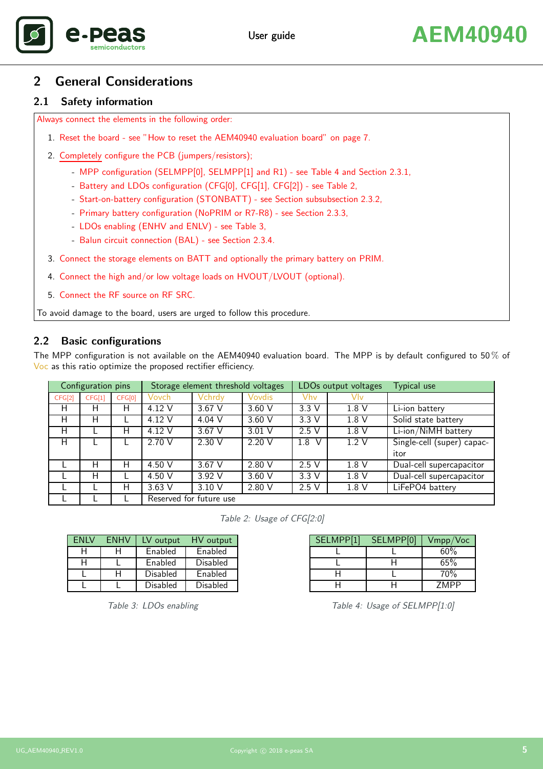## 2 General Considerations

### 2.1 Safety information

Always connect the elements in the following order:

1. Reset the board - see "How to reset the AEM40940 evaluation board" on page 7.
2. Completely configure the PCB (jumpers/resistors);
   - MPP configuration (SELMPP[0], SELMPP[1] and R1) - see Table 4 and Section 2.3.1,
   - Battery and LDOs configuration (CFG[0], CFG[1], CFG[2]) - see Table 2,
   - Start-on-battery configuration (STONBATT) - see Section subsubsection 2.3.2,
   - Primary battery configuration (NoPRIM or R7-R8) - see Section 2.3.3,
   - LDOs enabling (ENHV and ENLV) - see Table 3,
   - Balun circuit connection (BAL) - see Section 2.3.4.
3. Connect the storage elements on BATT and optionally the primary battery on PRIM.
4. Connect the high and/or low voltage loads on HVOUT/LVOUT (optional).
5. Connect the RF source on RF SRC.

To avoid damage to the board, users are urged to follow this procedure.

### 2.2 Basic configurations

The MPP configuration is not available on the AEM40940 evaluation board. The MPP is by default configured to 50 % of Voc as this ratio optimize the proposed rectifier efficiency.

| Configuration pins | | | Storage element threshold voltages | | | LDOs output voltages | | Typical use |
|---|---|---|---|---|---|---|---|---|
| CFG[2] | CFG[1] | CFG[0] | Vovch | Vchrdy | Vovdis | Vhv | Vlv | |
| H | H | H | 4.12 V | 3.67 V | 3.60 V | 3.3 V | 1.8 V | Li-ion battery |
| H | H | L | 4.12 V | 4.04 V | 3.60 V | 3.3 V | 1.8 V | Solid state battery |
| H | L | H | 4.12 V | 3.67 V | 3.01 V | 2.5 V | 1.8 V | Li-ion/NiMH battery |
| H | L | L | 2.70 V | 2.30 V | 2.20 V | 1.8 V | 1.2 V | Single-cell (super) capacitor |
| L | H | H | 4.50 V | 3.67 V | 2.80 V | 2.5 V | 1.8 V | Dual-cell supercapacitor |
| L | H | L | 4.50 V | 3.92 V | 3.60 V | 3.3 V | 1.8 V | Dual-cell supercapacitor |
| L | L | H | 3.63 V | 3.10 V | 2.80 V | 2.5 V | 1.8 V | LiFePO4 battery |
| L | L | L | Reserved for future use | | | | | |

*Table 2: Usage of CFG[2:0]*

| ENLV | ENHV | LV output | HV output |
|---|---|---|---|
| H | H | Enabled | Enabled |
| H | L | Enabled | Disabled |
| L | H | Disabled | Enabled |
| L | L | Disabled | Disabled |

*Table 3: LDOs enabling*

| SELMPP[1] | SELMPP[0] | Vmpp/Voc |
|---|---|---|
| L | L | 60% |
| L | H | 65% |
| H | L | 70% |
| H | H | ZMPP |

*Table 4: Usage of SELMPP[1:0]*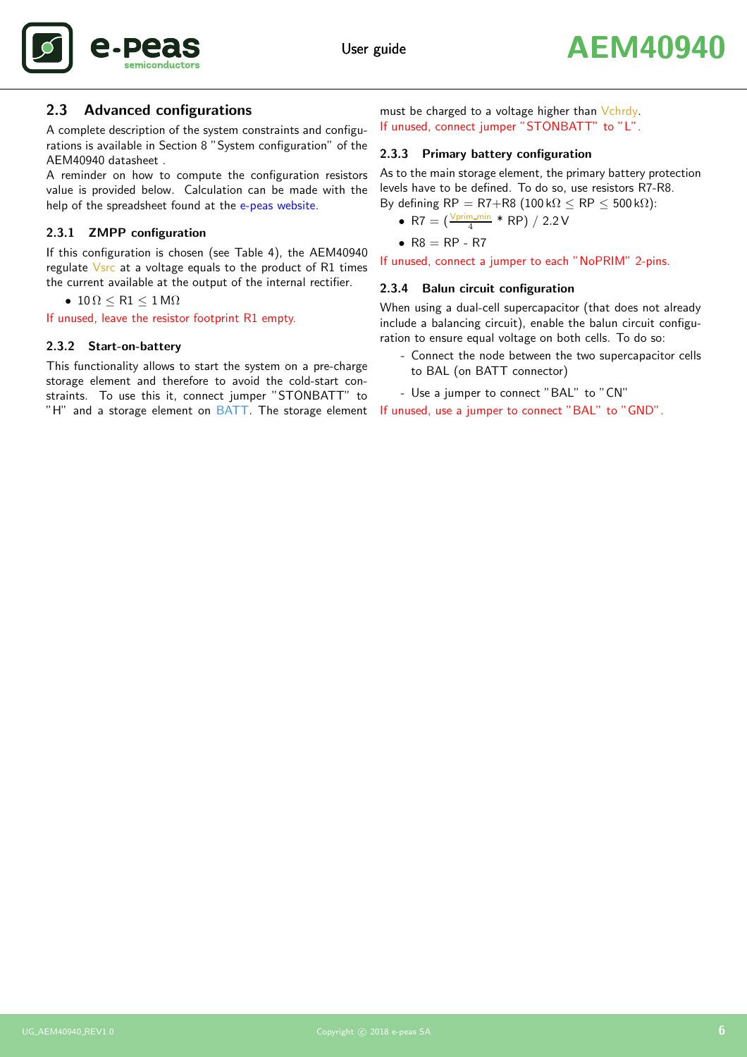## 2.3 Advanced configurations

A complete description of the system constraints and configurations is available in Section 8 "System configuration" of the AEM40940 datasheet .

A reminder on how to compute the configuration resistors value is provided below. Calculation can be made with the help of the spreadsheet found at the e-peas website.

### 2.3.1 ZMPP configuration

If this configuration is chosen (see Table 4), the AEM40940 regulate Vsrc at a voltage equals to the product of R1 times the current available at the output of the internal rectifier.

- $10\,\Omega \leq \text{R1} \leq 1\,\text{M}\Omega$

If unused, leave the resistor footprint R1 empty.

### 2.3.2 Start-on-battery

This functionality allows to start the system on a pre-charge storage element and therefore to avoid the cold-start constraints. To use this it, connect jumper "STONBATT" to "H" and a storage element on BATT. The storage element must be charged to a voltage higher than Vchrdy.

If unused, connect jumper "STONBATT" to "L".

### 2.3.3 Primary battery configuration

As to the main storage element, the primary battery protection levels have to be defined. To do so, use resistors R7-R8.

By defining RP = R7+R8 ($100\,\text{k}\Omega \leq \text{RP} \leq 500\,\text{k}\Omega$):

- R7 = ($\frac{\text{Vprim\_min}}{4}$ * RP) / 2.2 V
- R8 = RP - R7

If unused, connect a jumper to each "NoPRIM" 2-pins.

### 2.3.4 Balun circuit configuration

When using a dual-cell supercapacitor (that does not already include a balancing circuit), enable the balun circuit configuration to ensure equal voltage on both cells. To do so:

- Connect the node between the two supercapacitor cells to BAL (on BATT connector)
- Use a jumper to connect "BAL" to "CN"

If unused, use a jumper to connect "BAL" to "GND".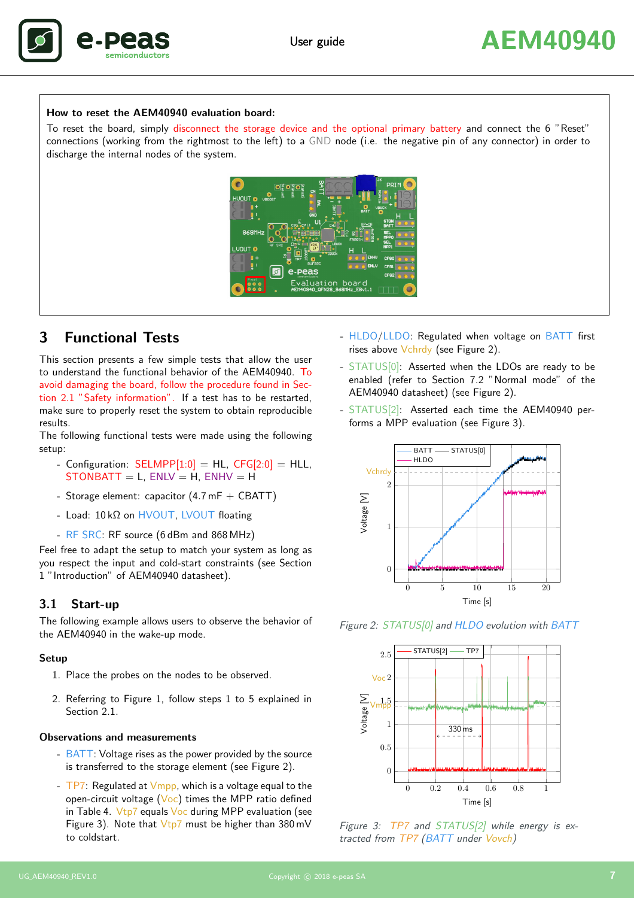**How to reset the AEM40940 evaluation board:**

To reset the board, simply disconnect the storage device and the optional primary battery and connect the 6 "Reset" connections (working from the rightmost to the left) to a GND node (i.e. the negative pin of any connector) in order to discharge the internal nodes of the system.

## 3 Functional Tests

This section presents a few simple tests that allow the user to understand the functional behavior of the AEM40940. To avoid damaging the board, follow the procedure found in Section 2.1 "Safety information". If a test has to be restarted, make sure to properly reset the system to obtain reproducible results.

The following functional tests were made using the following setup:

- Configuration: SELMPP[1:0] = HL, CFG[2:0] = HLL, STONBATT = L, ENLV = H, ENHV = H
- Storage element: capacitor (4.7 mF + CBATT)
- Load: 10 kΩ on HVOUT, LVOUT floating
- RF SRC: RF source (6 dBm and 868 MHz)

Feel free to adapt the setup to match your system as long as you respect the input and cold-start constraints (see Section 1 "Introduction" of AEM40940 datasheet).

### 3.1 Start-up

The following example allows users to observe the behavior of the AEM40940 in the wake-up mode.

**Setup**

1. Place the probes on the nodes to be observed.
2. Referring to Figure 1, follow steps 1 to 5 explained in Section 2.1.

**Observations and measurements**

- BATT: Voltage rises as the power provided by the source is transferred to the storage element (see Figure 2).
- TP7: Regulated at Vmpp, which is a voltage equal to the open-circuit voltage (Voc) times the MPP ratio defined in Table 4. Vtp7 equals Voc during MPP evaluation (see Figure 3). Note that Vtp7 must be higher than 380 mV to coldstart.
- HLDO/LLDO: Regulated when voltage on BATT first rises above Vchrdy (see Figure 2).
- STATUS[0]: Asserted when the LDOs are ready to be enabled (refer to Section 7.2 "Normal mode" of the AEM40940 datasheet) (see Figure 2).
- STATUS[2]: Asserted each time the AEM40940 performs a MPP evaluation (see Figure 3).

*Figure 2: STATUS[0] and HLDO evolution with BATT*

*Figure 3: TP7 and STATUS[2] while energy is extracted from TP7 (BATT under Vovch)*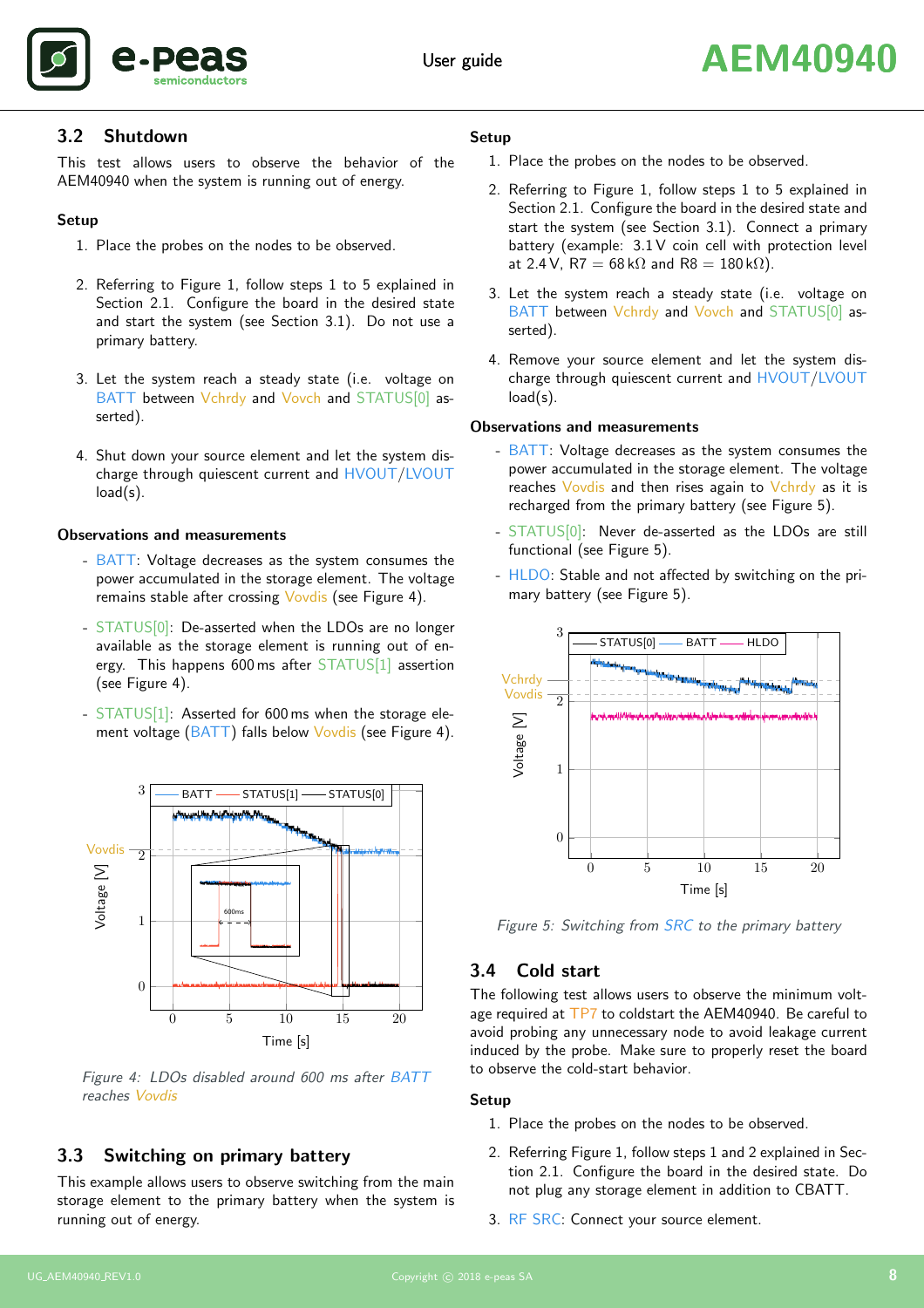## 3.2 Shutdown

This test allows users to observe the behavior of the AEM40940 when the system is running out of energy.

### Setup

1. Place the probes on the nodes to be observed.
2. Referring to Figure 1, follow steps 1 to 5 explained in Section 2.1. Configure the board in the desired state and start the system (see Section 3.1). Do not use a primary battery.
3. Let the system reach a steady state (i.e. voltage on BATT between Vchrdy and Vovch and STATUS[0] asserted).
4. Shut down your source element and let the system discharge through quiescent current and HVOUT/LVOUT load(s).

### Observations and measurements

- BATT: Voltage decreases as the system consumes the power accumulated in the storage element. The voltage remains stable after crossing Vovdis (see Figure 4).
- STATUS[0]: De-asserted when the LDOs are no longer available as the storage element is running out of energy. This happens 600 ms after STATUS[1] assertion (see Figure 4).
- STATUS[1]: Asserted for 600 ms when the storage element voltage (BATT) falls below Vovdis (see Figure 4).

*Figure 4: LDOs disabled around 600 ms after BATT reaches Vovdis*

## 3.3 Switching on primary battery

This example allows users to observe switching from the main storage element to the primary battery when the system is running out of energy.

### Setup

1. Place the probes on the nodes to be observed.
2. Referring to Figure 1, follow steps 1 to 5 explained in Section 2.1. Configure the board in the desired state and start the system (see Section 3.1). Connect a primary battery (example: 3.1 V coin cell with protection level at 2.4 V, R7 = 68 kΩ and R8 = 180 kΩ).
3. Let the system reach a steady state (i.e. voltage on BATT between Vchrdy and Vovch and STATUS[0] asserted).
4. Remove your source element and let the system discharge through quiescent current and HVOUT/LVOUT load(s).

### Observations and measurements

- BATT: Voltage decreases as the system consumes the power accumulated in the storage element. The voltage reaches Vovdis and then rises again to Vchrdy as it is recharged from the primary battery (see Figure 5).
- STATUS[0]: Never de-asserted as the LDOs are still functional (see Figure 5).
- HLDO: Stable and not affected by switching on the primary battery (see Figure 5).

*Figure 5: Switching from SRC to the primary battery*

## 3.4 Cold start

The following test allows users to observe the minimum voltage required at TP7 to coldstart the AEM40940. Be careful to avoid probing any unnecessary node to avoid leakage current induced by the probe. Make sure to properly reset the board to observe the cold-start behavior.

### Setup

1. Place the probes on the nodes to be observed.
2. Referring Figure 1, follow steps 1 and 2 explained in Section 2.1. Configure the board in the desired state. Do not plug any storage element in addition to CBATT.
3. RF SRC: Connect your source element.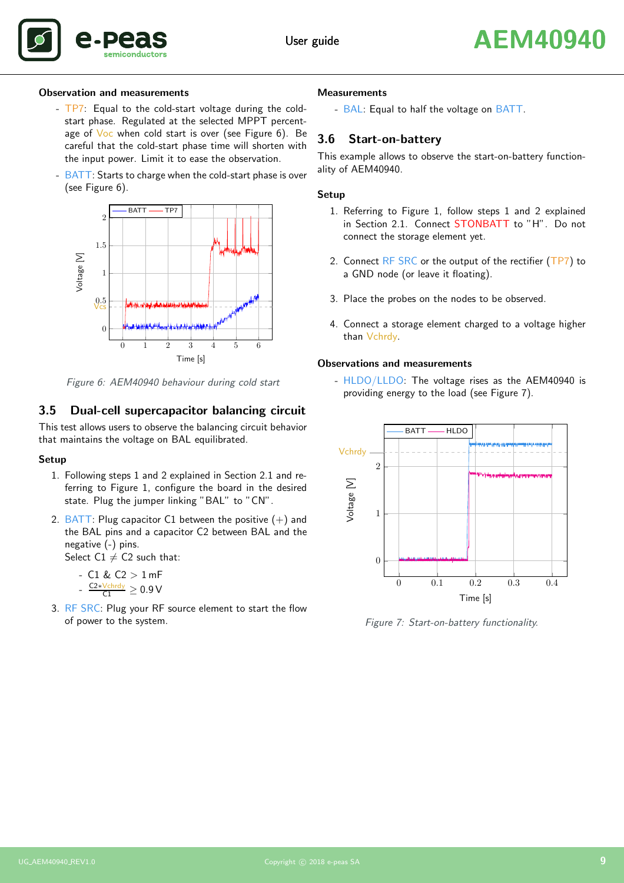#### Observation and measurements

- TP7: Equal to the cold-start voltage during the cold-start phase. Regulated at the selected MPPT percentage of Voc when cold start is over (see Figure 6). Be careful that the cold-start phase time will shorten with the input power. Limit it to ease the observation.
- BATT: Starts to charge when the cold-start phase is over (see Figure 6).

*Figure 6: AEM40940 behaviour during cold start*

### 3.5 Dual-cell supercapacitor balancing circuit

This test allows users to observe the balancing circuit behavior that maintains the voltage on BAL equilibrated.

#### Setup

1. Following steps 1 and 2 explained in Section 2.1 and referring to Figure 1, configure the board in the desired state. Plug the jumper linking "BAL" to "CN".
2. BATT: Plug capacitor C1 between the positive (+) and the BAL pins and a capacitor C2 between BAL and the negative (-) pins.
   Select C1 $\neq$ C2 such that:
   - C1 & C2 > 1 mF
   - $\frac{C2 * Vchrdy}{C1} \geq 0.9\,V$
3. RF SRC: Plug your RF source element to start the flow of power to the system.

#### Measurements

- BAL: Equal to half the voltage on BATT.

### 3.6 Start-on-battery

This example allows to observe the start-on-battery functionality of AEM40940.

#### Setup

1. Referring to Figure 1, follow steps 1 and 2 explained in Section 2.1. Connect STONBATT to "H". Do not connect the storage element yet.
2. Connect RF SRC or the output of the rectifier (TP7) to a GND node (or leave it floating).
3. Place the probes on the nodes to be observed.
4. Connect a storage element charged to a voltage higher than Vchrdy.

#### Observations and measurements

- HLDO/LLDO: The voltage rises as the AEM40940 is providing energy to the load (see Figure 7).

*Figure 7: Start-on-battery functionality.*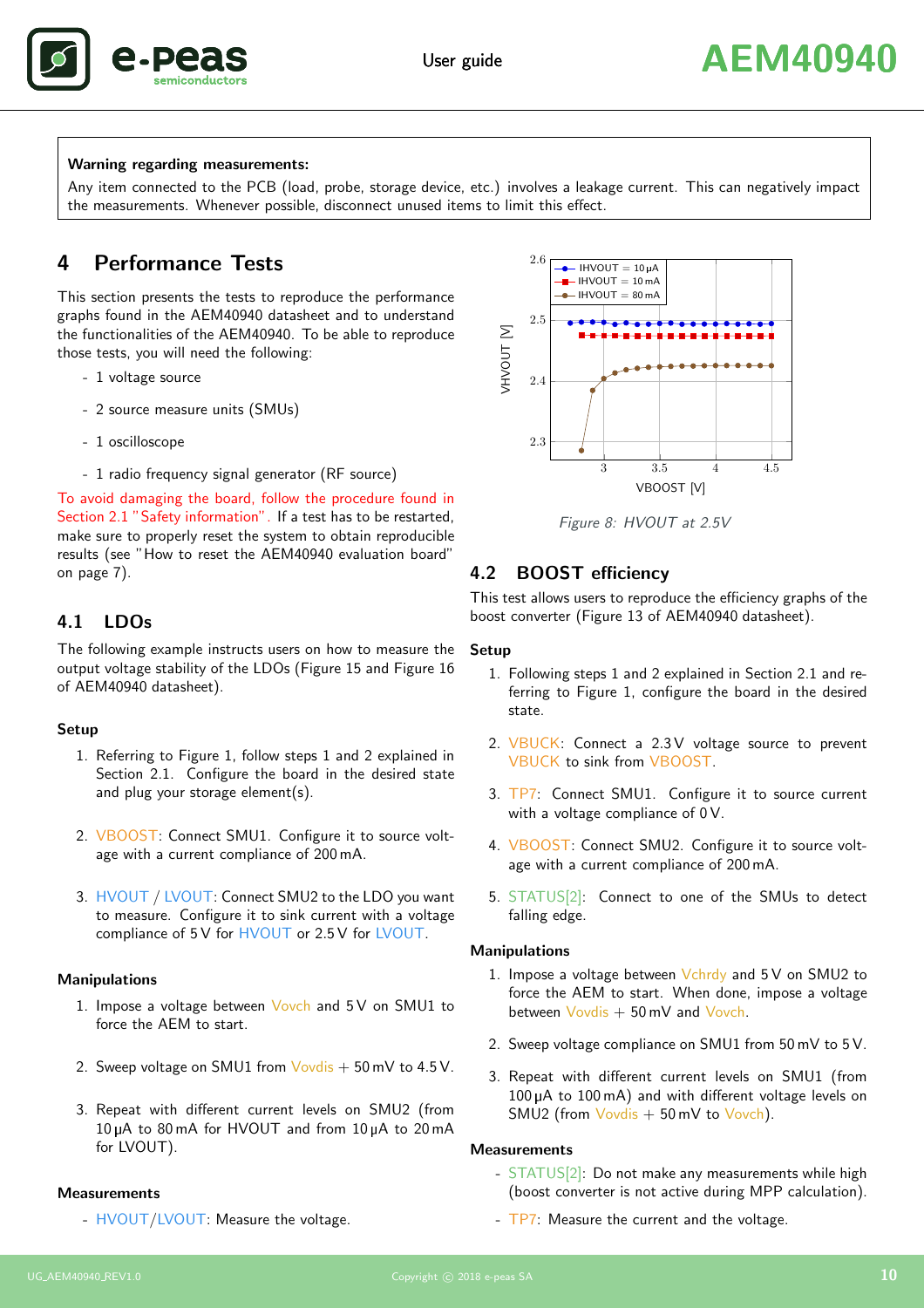**Warning regarding measurements:**
Any item connected to the PCB (load, probe, storage device, etc.) involves a leakage current. This can negatively impact the measurements. Whenever possible, disconnect unused items to limit this effect.

# 4 Performance Tests

This section presents the tests to reproduce the performance graphs found in the AEM40940 datasheet and to understand the functionalities of the AEM40940. To be able to reproduce those tests, you will need the following:

- 1 voltage source
- 2 source measure units (SMUs)
- 1 oscilloscope
- 1 radio frequency signal generator (RF source)

To avoid damaging the board, follow the procedure found in Section 2.1 "Safety information". If a test has to be restarted, make sure to properly reset the system to obtain reproducible results (see "How to reset the AEM40940 evaluation board" on page 7).

## 4.1 LDOs

The following example instructs users on how to measure the output voltage stability of the LDOs (Figure 15 and Figure 16 of AEM40940 datasheet).

### Setup

1. Referring to Figure 1, follow steps 1 and 2 explained in Section 2.1. Configure the board in the desired state and plug your storage element(s).
2. VBOOST: Connect SMU1. Configure it to source voltage with a current compliance of 200 mA.
3. HVOUT / LVOUT: Connect SMU2 to the LDO you want to measure. Configure it to sink current with a voltage compliance of 5 V for HVOUT or 2.5 V for LVOUT.

### Manipulations

1. Impose a voltage between Vovch and 5 V on SMU1 to force the AEM to start.
2. Sweep voltage on SMU1 from Vovdis + 50 mV to 4.5 V.
3. Repeat with different current levels on SMU2 (from 10 µA to 80 mA for HVOUT and from 10 µA to 20 mA for LVOUT).

### Measurements

- HVOUT/LVOUT: Measure the voltage.

*Figure 8: HVOUT at 2.5V*

## 4.2 BOOST efficiency

This test allows users to reproduce the efficiency graphs of the boost converter (Figure 13 of AEM40940 datasheet).

### Setup

1. Following steps 1 and 2 explained in Section 2.1 and referring to Figure 1, configure the board in the desired state.
2. VBUCK: Connect a 2.3 V voltage source to prevent VBUCK to sink from VBOOST.
3. TP7: Connect SMU1. Configure it to source current with a voltage compliance of 0 V.
4. VBOOST: Connect SMU2. Configure it to source voltage with a current compliance of 200 mA.
5. STATUS[2]: Connect to one of the SMUs to detect falling edge.

### Manipulations

1. Impose a voltage between Vchrdy and 5 V on SMU2 to force the AEM to start. When done, impose a voltage between Vovdis + 50 mV and Vovch.
2. Sweep voltage compliance on SMU1 from 50 mV to 5 V.
3. Repeat with different current levels on SMU1 (from 100 µA to 100 mA) and with different voltage levels on SMU2 (from Vovdis + 50 mV to Vovch).

### Measurements

- STATUS[2]: Do not make any measurements while high (boost converter is not active during MPP calculation).
- TP7: Measure the current and the voltage.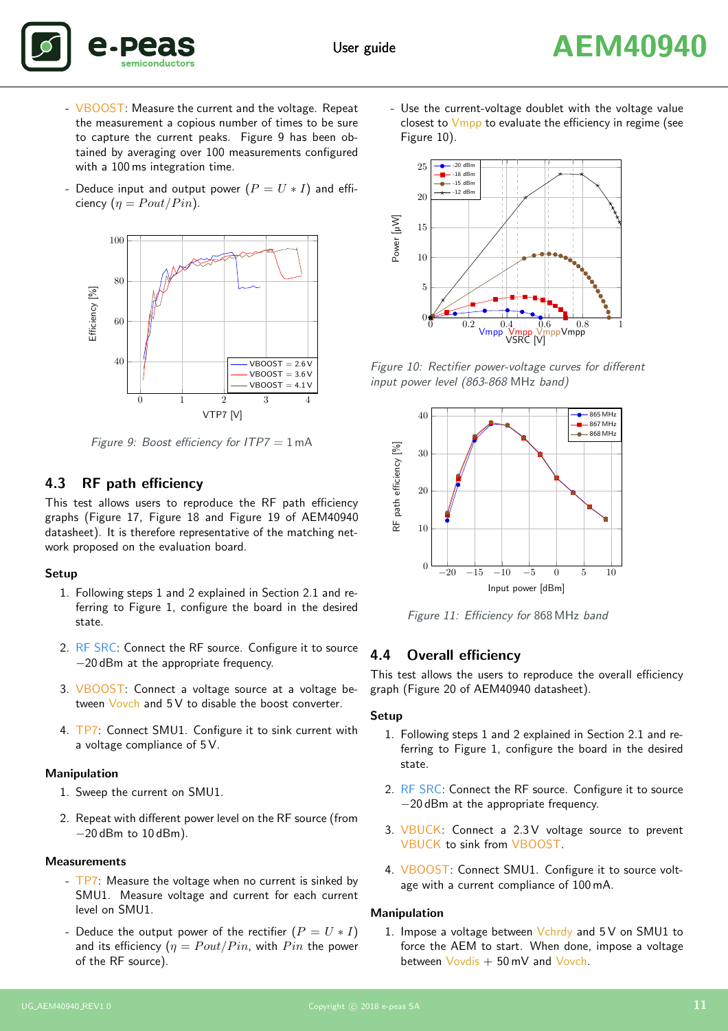- VBOOST: Measure the current and the voltage. Repeat the measurement a copious number of times to be sure to capture the current peaks. Figure 9 has been obtained by averaging over 100 measurements configured with a 100 ms integration time.
- Deduce input and output power ($P = U * I$) and efficiency ($\eta = Pout/Pin$).

Figure 9: Boost efficiency for ITP7 = 1 mA

## 4.3 RF path efficiency

This test allows users to reproduce the RF path efficiency graphs (Figure 17, Figure 18 and Figure 19 of AEM40940 datasheet). It is therefore representative of the matching network proposed on the evaluation board.

### Setup

1. Following steps 1 and 2 explained in Section 2.1 and referring to Figure 1, configure the board in the desired state.
2. RF SRC: Connect the RF source. Configure it to source −20 dBm at the appropriate frequency.
3. VBOOST: Connect a voltage source at a voltage between Vovch and 5 V to disable the boost converter.
4. TP7: Connect SMU1. Configure it to sink current with a voltage compliance of 5 V.

### Manipulation

1. Sweep the current on SMU1.
2. Repeat with different power level on the RF source (from −20 dBm to 10 dBm).

### Measurements

- TP7: Measure the voltage when no current is sinked by SMU1. Measure voltage and current for each current level on SMU1.
- Deduce the output power of the rectifier ($P = U * I$) and its efficiency ($\eta = Pout/Pin$, with $Pin$ the power of the RF source).
- Use the current-voltage doublet with the voltage value closest to Vmpp to evaluate the efficiency in regime (see Figure 10).

Figure 10: Rectifier power-voltage curves for different input power level (863-868 MHz band)

Figure 11: Efficiency for 868 MHz band

## 4.4 Overall efficiency

This test allows the users to reproduce the overall efficiency graph (Figure 20 of AEM40940 datasheet).

### Setup

1. Following steps 1 and 2 explained in Section 2.1 and referring to Figure 1, configure the board in the desired state.
2. RF SRC: Connect the RF source. Configure it to source −20 dBm at the appropriate frequency.
3. VBUCK: Connect a 2.3 V voltage source to prevent VBUCK to sink from VBOOST.
4. VBOOST: Connect SMU1. Configure it to source voltage with a current compliance of 100 mA.

### Manipulation

1. Impose a voltage between Vchrdy and 5 V on SMU1 to force the AEM to start. When done, impose a voltage between Vovdis + 50 mV and Vovch.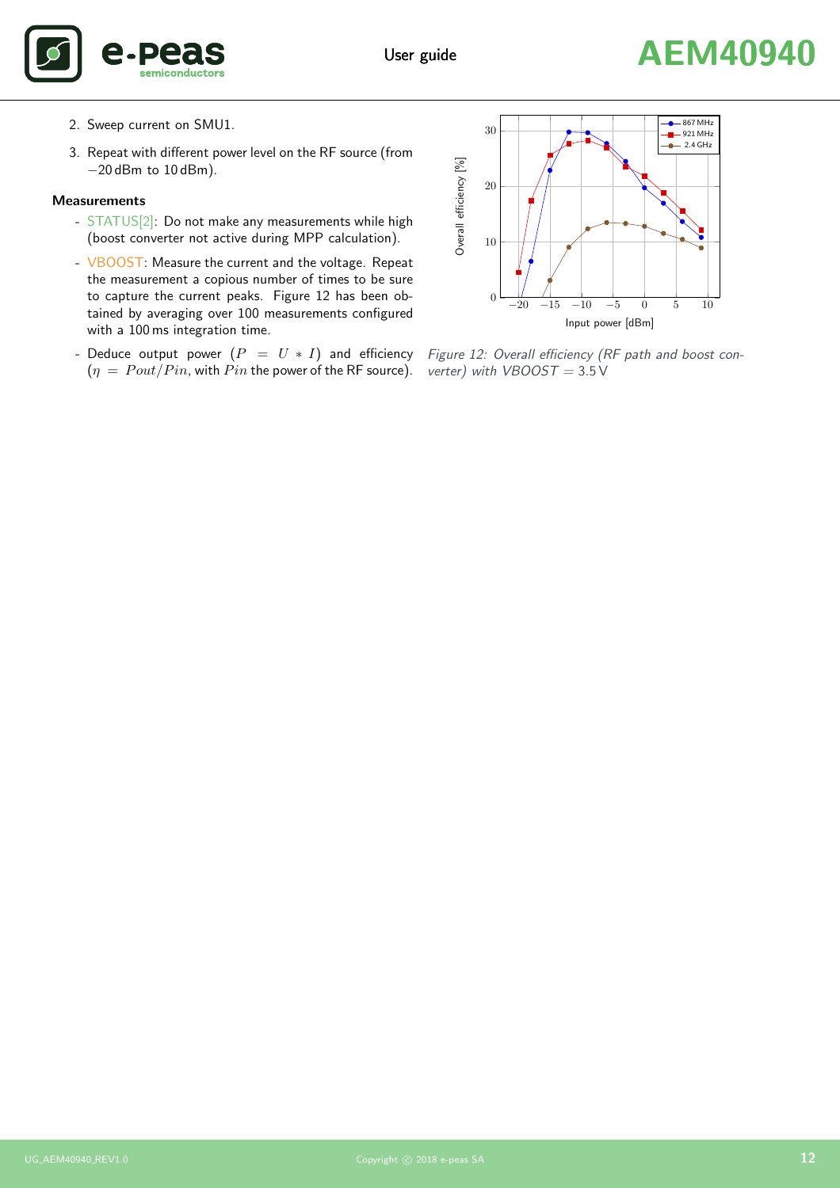2. Sweep current on SMU1.
3. Repeat with different power level on the RF source (from −20 dBm to 10 dBm).

#### Measurements

- STATUS[2]: Do not make any measurements while high (boost converter not active during MPP calculation).
- VBOOST: Measure the current and the voltage. Repeat the measurement a copious number of times to be sure to capture the current peaks. Figure 12 has been obtained by averaging over 100 measurements configured with a 100 ms integration time.
- Deduce output power ($P = U * I$) and efficiency ($\eta = Pout/Pin$, with $Pin$ the power of the RF source).

867 MHz
921 MHz
2.4 GHz
Overall efficiency [%]
0
10
20
30
−20
−15
−10
−5
0
5
10
Input power [dBm]

*Figure 12: Overall efficiency (RF path and boost converter) with VBOOST* = 3.5 V